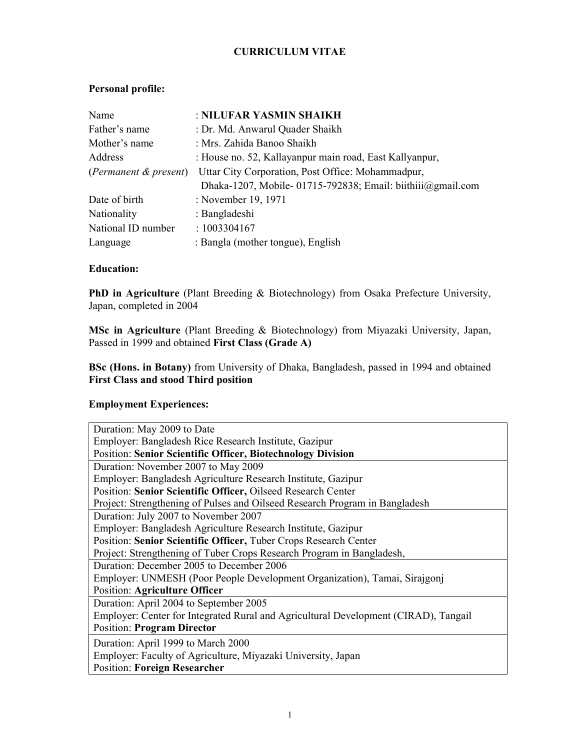# CURRICULUM VITAE

## Personal profile:

| | |
|---|---|
| Name | : **NILUFAR YASMIN SHAIKH** |
| Father's name | : Dr. Md. Anwarul Quader Shaikh |
| Mother's name | : Mrs. Zahida Banoo Shaikh |
| Address (*Permanent & present*) | : House no. 52, Kallayanpur main road, East Kallyanpur, Uttar City Corporation, Post Office: Mohammadpur, Dhaka-1207, Mobile- 01715-792838; Email: biithiii@gmail.com |
| Date of birth | : November 19, 1971 |
| Nationality | : Bangladeshi |
| National ID number | : 1003304167 |
| Language | : Bangla (mother tongue), English |

## Education:

**PhD in Agriculture** (Plant Breeding & Biotechnology) from Osaka Prefecture University, Japan, completed in 2004

**MSc in Agriculture** (Plant Breeding & Biotechnology) from Miyazaki University, Japan, Passed in 1999 and obtained **First Class (Grade A)**

**BSc (Hons. in Botany)** from University of Dhaka, Bangladesh, passed in 1994 and obtained **First Class and stood Third position**

## Employment Experiences:

| |
|---|
| Duration: May 2009 to Date<br>Employer: Bangladesh Rice Research Institute, Gazipur<br>Position: **Senior Scientific Officer, Biotechnology Division** |
| Duration: November 2007 to May 2009<br>Employer: Bangladesh Agriculture Research Institute, Gazipur<br>Position: **Senior Scientific Officer,** Oilseed Research Center<br>Project: Strengthening of Pulses and Oilseed Research Program in Bangladesh |
| Duration: July 2007 to November 2007<br>Employer: Bangladesh Agriculture Research Institute, Gazipur<br>Position: **Senior Scientific Officer,** Tuber Crops Research Center<br>Project: Strengthening of Tuber Crops Research Program in Bangladesh, |
| Duration: December 2005 to December 2006<br>Employer: UNMESH (Poor People Development Organization), Tamai, Sirajgonj<br>Position: **Agriculture Officer** |
| Duration: April 2004 to September 2005<br>Employer: Center for Integrated Rural and Agricultural Development (CIRAD), Tangail<br>Position: **Program Director** |
| Duration: April 1999 to March 2000<br>Employer: Faculty of Agriculture, Miyazaki University, Japan<br>Position: **Foreign Researcher** |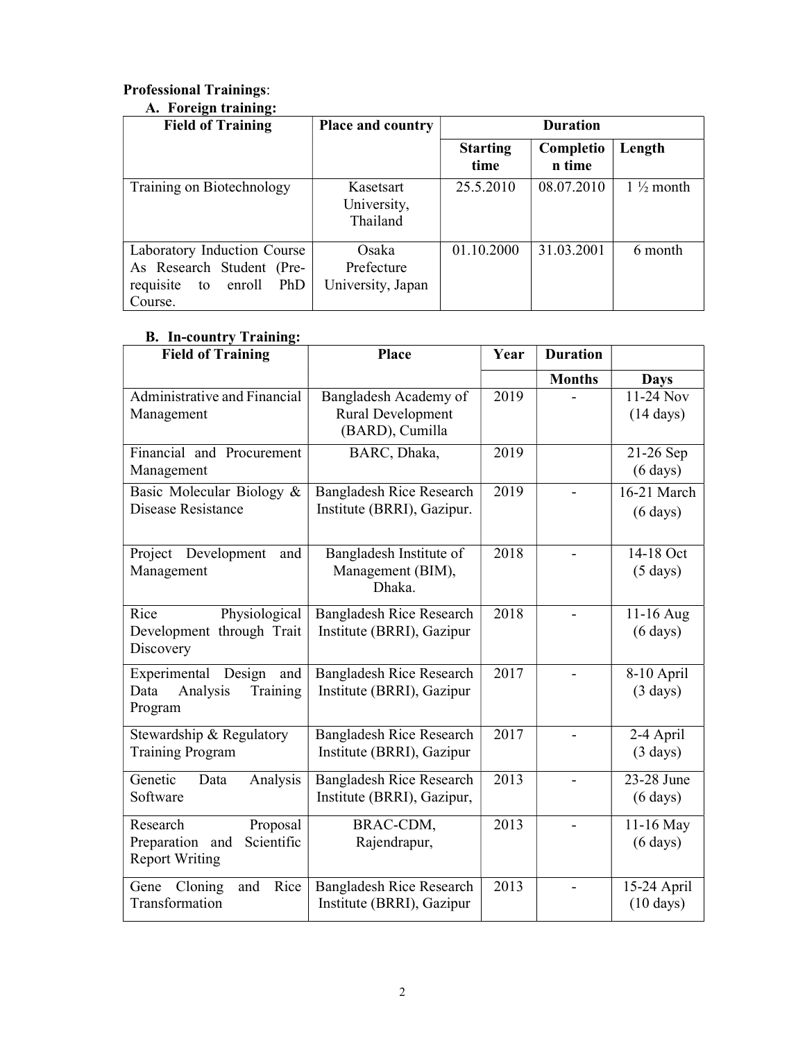**Professional Trainings**:

**A. Foreign training:**

| Field of Training | Place and country | Duration | | |
|---|---|---|---|---|
| | | Starting time | Completion time | Length |
| Training on Biotechnology | Kasetsart University, Thailand | 25.5.2010 | 08.07.2010 | 1 ½ month |
| Laboratory Induction Course As Research Student (Pre-requisite to enroll PhD Course. | Osaka Prefecture University, Japan | 01.10.2000 | 31.03.2001 | 6 month |

**B. In-country Training:**

| Field of Training | Place | Year | Duration | |
|---|---|---|---|---|
| | | | Months | Days |
| Administrative and Financial Management | Bangladesh Academy of Rural Development (BARD), Cumilla | 2019 | - | 11-24 Nov (14 days) |
| Financial and Procurement Management | BARC, Dhaka, | 2019 | | 21-26 Sep (6 days) |
| Basic Molecular Biology & Disease Resistance | Bangladesh Rice Research Institute (BRRI), Gazipur. | 2019 | - | 16-21 March (6 days) |
| Project Development and Management | Bangladesh Institute of Management (BIM), Dhaka. | 2018 | - | 14-18 Oct (5 days) |
| Rice Physiological Development through Trait Discovery | Bangladesh Rice Research Institute (BRRI), Gazipur | 2018 | - | 11-16 Aug (6 days) |
| Experimental Design and Data Analysis Training Program | Bangladesh Rice Research Institute (BRRI), Gazipur | 2017 | - | 8-10 April (3 days) |
| Stewardship & Regulatory Training Program | Bangladesh Rice Research Institute (BRRI), Gazipur | 2017 | - | 2-4 April (3 days) |
| Genetic Data Analysis Software | Bangladesh Rice Research Institute (BRRI), Gazipur, | 2013 | - | 23-28 June (6 days) |
| Research Proposal Preparation and Scientific Report Writing | BRAC-CDM, Rajendrapur, | 2013 | - | 11-16 May (6 days) |
| Gene Cloning and Rice Transformation | Bangladesh Rice Research Institute (BRRI), Gazipur | 2013 | - | 15-24 April (10 days) |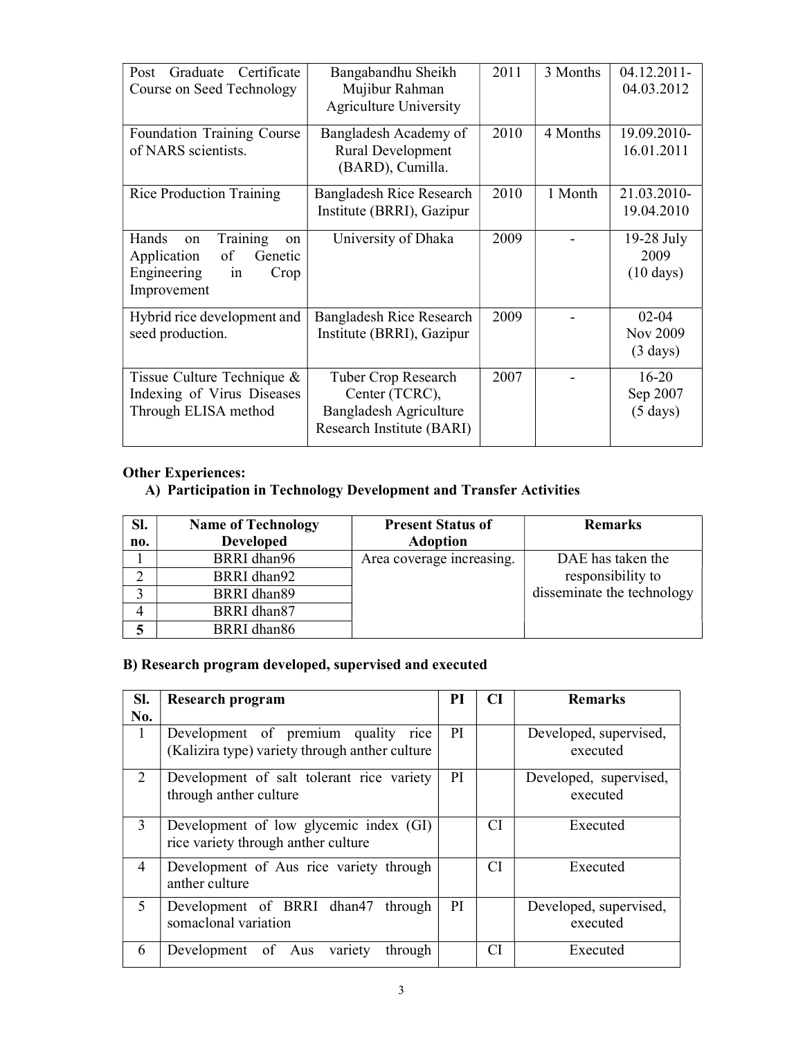| Post Graduate Certificate Course on Seed Technology | Bangabandhu Sheikh Mujibur Rahman Agriculture University | 2011 | 3 Months | 04.12.2011-04.03.2012 |
|---|---|---|---|---|
| Foundation Training Course of NARS scientists. | Bangladesh Academy of Rural Development (BARD), Cumilla. | 2010 | 4 Months | 19.09.2010-16.01.2011 |
| Rice Production Training | Bangladesh Rice Research Institute (BRRI), Gazipur | 2010 | 1 Month | 21.03.2010-19.04.2010 |
| Hands on Training on Application of Genetic Engineering in Crop Improvement | University of Dhaka | 2009 | - | 19-28 July 2009 (10 days) |
| Hybrid rice development and seed production. | Bangladesh Rice Research Institute (BRRI), Gazipur | 2009 | - | 02-04 Nov 2009 (3 days) |
| Tissue Culture Technique & Indexing of Virus Diseases Through ELISA method | Tuber Crop Research Center (TCRC), Bangladesh Agriculture Research Institute (BARI) | 2007 | - | 16-20 Sep 2007 (5 days) |

**Other Experiences:**

**A) Participation in Technology Development and Transfer Activities**

| Sl. no. | Name of Technology Developed | Present Status of Adoption | Remarks |
|---|---|---|---|
| 1 | BRRI dhan96 | Area coverage increasing. | DAE has taken the responsibility to disseminate the technology |
| 2 | BRRI dhan92 | | |
| 3 | BRRI dhan89 | | |
| 4 | BRRI dhan87 | | |
| **5** | BRRI dhan86 | | |

**B) Research program developed, supervised and executed**

| Sl. No. | Research program | PI | CI | Remarks |
|---|---|---|---|---|
| 1 | Development of premium quality rice (Kalizira type) variety through anther culture | PI | | Developed, supervised, executed |
| 2 | Development of salt tolerant rice variety through anther culture | PI | | Developed, supervised, executed |
| 3 | Development of low glycemic index (GI) rice variety through anther culture | | CI | Executed |
| 4 | Development of Aus rice variety through anther culture | | CI | Executed |
| 5 | Development of BRRI dhan47 through somaclonal variation | PI | | Developed, supervised, executed |
| 6 | Development of Aus variety through | | CI | Executed |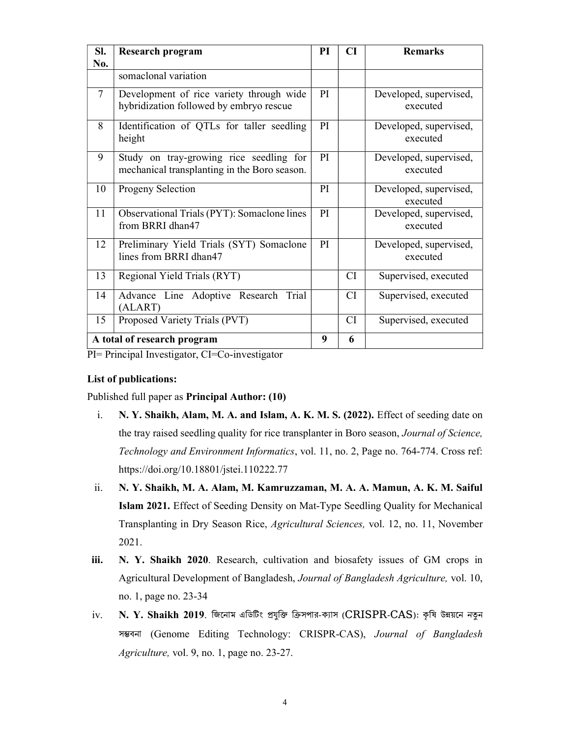| Sl. No. | Research program | PI | CI | Remarks |
|---|---|---|---|---|
| | somaclonal variation | | | |
| 7 | Development of rice variety through wide hybridization followed by embryo rescue | PI | | Developed, supervised, executed |
| 8 | Identification of QTLs for taller seedling height | PI | | Developed, supervised, executed |
| 9 | Study on tray-growing rice seedling for mechanical transplanting in the Boro season. | PI | | Developed, supervised, executed |
| 10 | Progeny Selection | PI | | Developed, supervised, executed |
| 11 | Observational Trials (PYT): Somaclone lines from BRRI dhan47 | PI | | Developed, supervised, executed |
| 12 | Preliminary Yield Trials (SYT) Somaclone lines from BRRI dhan47 | PI | | Developed, supervised, executed |
| 13 | Regional Yield Trials (RYT) | | CI | Supervised, executed |
| 14 | Advance Line Adoptive Research Trial (ALART) | | CI | Supervised, executed |
| 15 | Proposed Variety Trials (PVT) | | CI | Supervised, executed |
| **A total of research program** | | **9** | **6** | |

PI= Principal Investigator, CI=Co-investigator

**List of publications:**

Published full paper as **Principal Author: (10)**

i. **N. Y. Shaikh, Alam, M. A. and Islam, A. K. M. S. (2022).** Effect of seeding date on the tray raised seedling quality for rice transplanter in Boro season, *Journal of Science, Technology and Environment Informatics*, vol. 11, no. 2, Page no. 764-774. Cross ref: https://doi.org/10.18801/jstei.110222.77

ii. **N. Y. Shaikh, M. A. Alam, M. Kamruzzaman, M. A. A. Mamun, A. K. M. Saiful Islam 2021.** Effect of Seeding Density on Mat-Type Seedling Quality for Mechanical Transplanting in Dry Season Rice, *Agricultural Sciences,* vol. 12, no. 11, November 2021.

iii. **N. Y. Shaikh 2020**. Research, cultivation and biosafety issues of GM crops in Agricultural Development of Bangladesh, *Journal of Bangladesh Agriculture,* vol. 10, no. 1, page no. 23-34

iv. **N. Y. Shaikh 2019**. জিনোম এডিটিং প্রযুক্তি ক্রিসপার-ক্যাস (CRISPR-CAS): কৃষি উন্নয়নে নতুন সম্ভবনা (Genome Editing Technology: CRISPR-CAS), *Journal of Bangladesh Agriculture,* vol. 9, no. 1, page no. 23-27.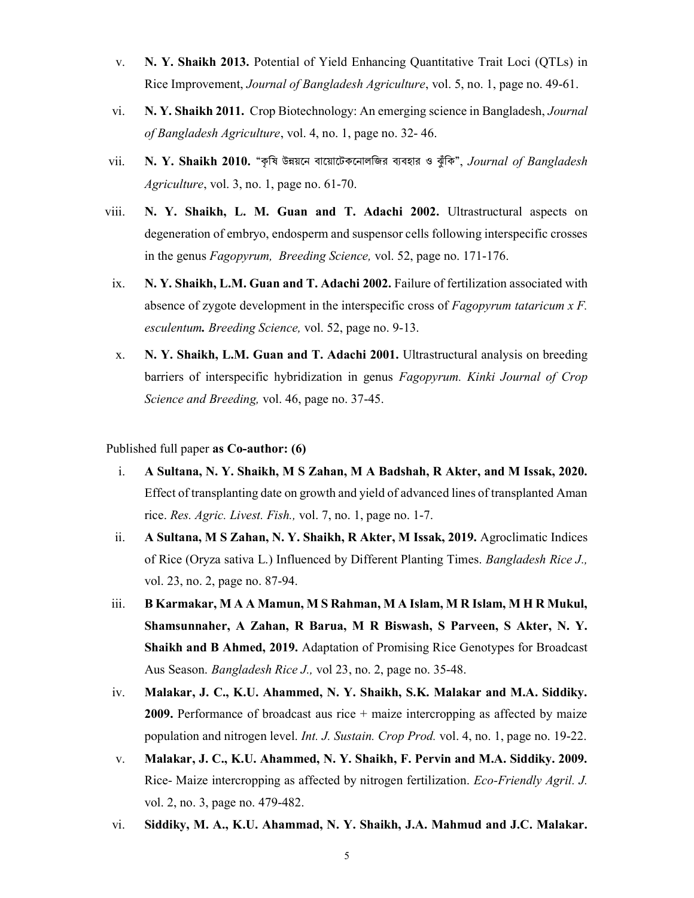v. **N. Y. Shaikh 2013.** Potential of Yield Enhancing Quantitative Trait Loci (QTLs) in Rice Improvement, *Journal of Bangladesh Agriculture*, vol. 5, no. 1, page no. 49-61.

vi. **N. Y. Shaikh 2011.** Crop Biotechnology: An emerging science in Bangladesh, *Journal of Bangladesh Agriculture*, vol. 4, no. 1, page no. 32- 46.

vii. **N. Y. Shaikh 2010.** "কৃষি উন্নয়নে বায়োটেকনোলজির ব্যবহার ও ঝুঁকি", *Journal of Bangladesh Agriculture*, vol. 3, no. 1, page no. 61-70.

viii. **N. Y. Shaikh, L. M. Guan and T. Adachi 2002.** Ultrastructural aspects on degeneration of embryo, endosperm and suspensor cells following interspecific crosses in the genus *Fagopyrum, Breeding Science,* vol. 52, page no. 171-176.

ix. **N. Y. Shaikh, L.M. Guan and T. Adachi 2002.** Failure of fertilization associated with absence of zygote development in the interspecific cross of *Fagopyrum tataricum x F. esculentum. Breeding Science,* vol. 52, page no. 9-13.

x. **N. Y. Shaikh, L.M. Guan and T. Adachi 2001.** Ultrastructural analysis on breeding barriers of interspecific hybridization in genus *Fagopyrum. Kinki Journal of Crop Science and Breeding,* vol. 46, page no. 37-45.

Published full paper **as Co-author: (6)**

i. **A Sultana, N. Y. Shaikh, M S Zahan, M A Badshah, R Akter, and M Issak, 2020.** Effect of transplanting date on growth and yield of advanced lines of transplanted Aman rice. *Res. Agric. Livest. Fish.,* vol. 7, no. 1, page no. 1-7.

ii. **A Sultana, M S Zahan, N. Y. Shaikh, R Akter, M Issak, 2019.** Agroclimatic Indices of Rice (Oryza sativa L.) Influenced by Different Planting Times. *Bangladesh Rice J.,* vol. 23, no. 2, page no. 87-94.

iii. **B Karmakar, M A A Mamun, M S Rahman, M A Islam, M R Islam, M H R Mukul, Shamsunnaher, A Zahan, R Barua, M R Biswash, S Parveen, S Akter, N. Y. Shaikh and B Ahmed, 2019.** Adaptation of Promising Rice Genotypes for Broadcast Aus Season. *Bangladesh Rice J.,* vol 23, no. 2, page no. 35-48.

iv. **Malakar, J. C., K.U. Ahammed, N. Y. Shaikh, S.K. Malakar and M.A. Siddiky. 2009.** Performance of broadcast aus rice + maize intercropping as affected by maize population and nitrogen level. *Int. J. Sustain. Crop Prod.* vol. 4, no. 1, page no. 19-22.

v. **Malakar, J. C., K.U. Ahammed, N. Y. Shaikh, F. Pervin and M.A. Siddiky. 2009.** Rice- Maize intercropping as affected by nitrogen fertilization. *Eco-Friendly Agril. J.* vol. 2, no. 3, page no. 479-482.

vi. **Siddiky, M. A., K.U. Ahammad, N. Y. Shaikh, J.A. Mahmud and J.C. Malakar.**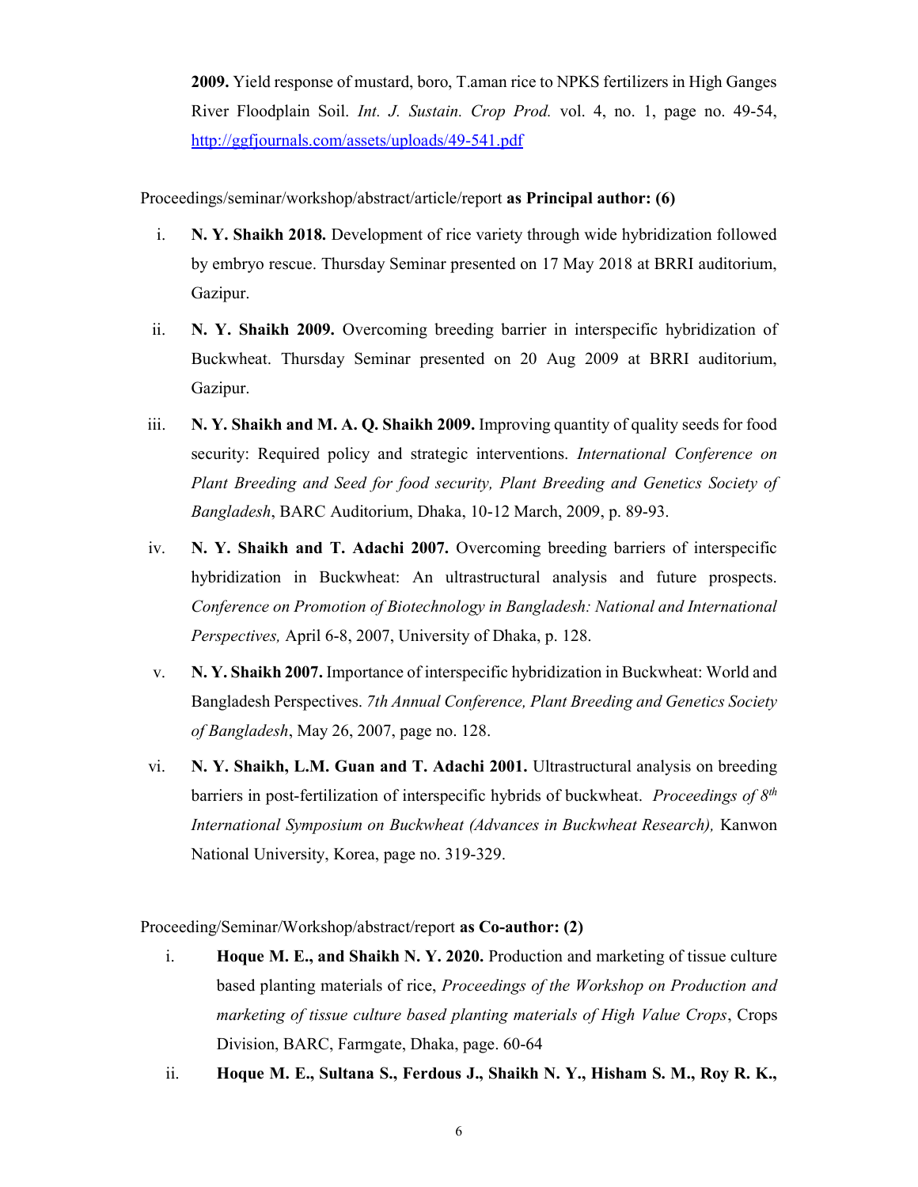**2009.** Yield response of mustard, boro, T.aman rice to NPKS fertilizers in High Ganges River Floodplain Soil. *Int. J. Sustain. Crop Prod.* vol. 4, no. 1, page no. 49-54, [http://ggfjournals.com/assets/uploads/49-541.pdf](http://ggfjournals.com/assets/uploads/49-541.pdf)

Proceedings/seminar/workshop/abstract/article/report **as Principal author: (6)**

i. **N. Y. Shaikh 2018.** Development of rice variety through wide hybridization followed by embryo rescue. Thursday Seminar presented on 17 May 2018 at BRRI auditorium, Gazipur.

ii. **N. Y. Shaikh 2009.** Overcoming breeding barrier in interspecific hybridization of Buckwheat. Thursday Seminar presented on 20 Aug 2009 at BRRI auditorium, Gazipur.

iii. **N. Y. Shaikh and M. A. Q. Shaikh 2009.** Improving quantity of quality seeds for food security: Required policy and strategic interventions. *International Conference on Plant Breeding and Seed for food security, Plant Breeding and Genetics Society of Bangladesh*, BARC Auditorium, Dhaka, 10-12 March, 2009, p. 89-93.

iv. **N. Y. Shaikh and T. Adachi 2007.** Overcoming breeding barriers of interspecific hybridization in Buckwheat: An ultrastructural analysis and future prospects. *Conference on Promotion of Biotechnology in Bangladesh: National and International Perspectives,* April 6-8, 2007, University of Dhaka, p. 128.

v. **N. Y. Shaikh 2007.** Importance of interspecific hybridization in Buckwheat: World and Bangladesh Perspectives. *7th Annual Conference, Plant Breeding and Genetics Society of Bangladesh*, May 26, 2007, page no. 128.

vi. **N. Y. Shaikh, L.M. Guan and T. Adachi 2001.** Ultrastructural analysis on breeding barriers in post-fertilization of interspecific hybrids of buckwheat. *Proceedings of 8th International Symposium on Buckwheat (Advances in Buckwheat Research),* Kanwon National University, Korea, page no. 319-329.

Proceeding/Seminar/Workshop/abstract/report **as Co-author: (2)**

i. **Hoque M. E., and Shaikh N. Y. 2020.** Production and marketing of tissue culture based planting materials of rice, *Proceedings of the Workshop on Production and marketing of tissue culture based planting materials of High Value Crops*, Crops Division, BARC, Farmgate, Dhaka, page. 60-64

ii. **Hoque M. E., Sultana S., Ferdous J., Shaikh N. Y., Hisham S. M., Roy R. K.,**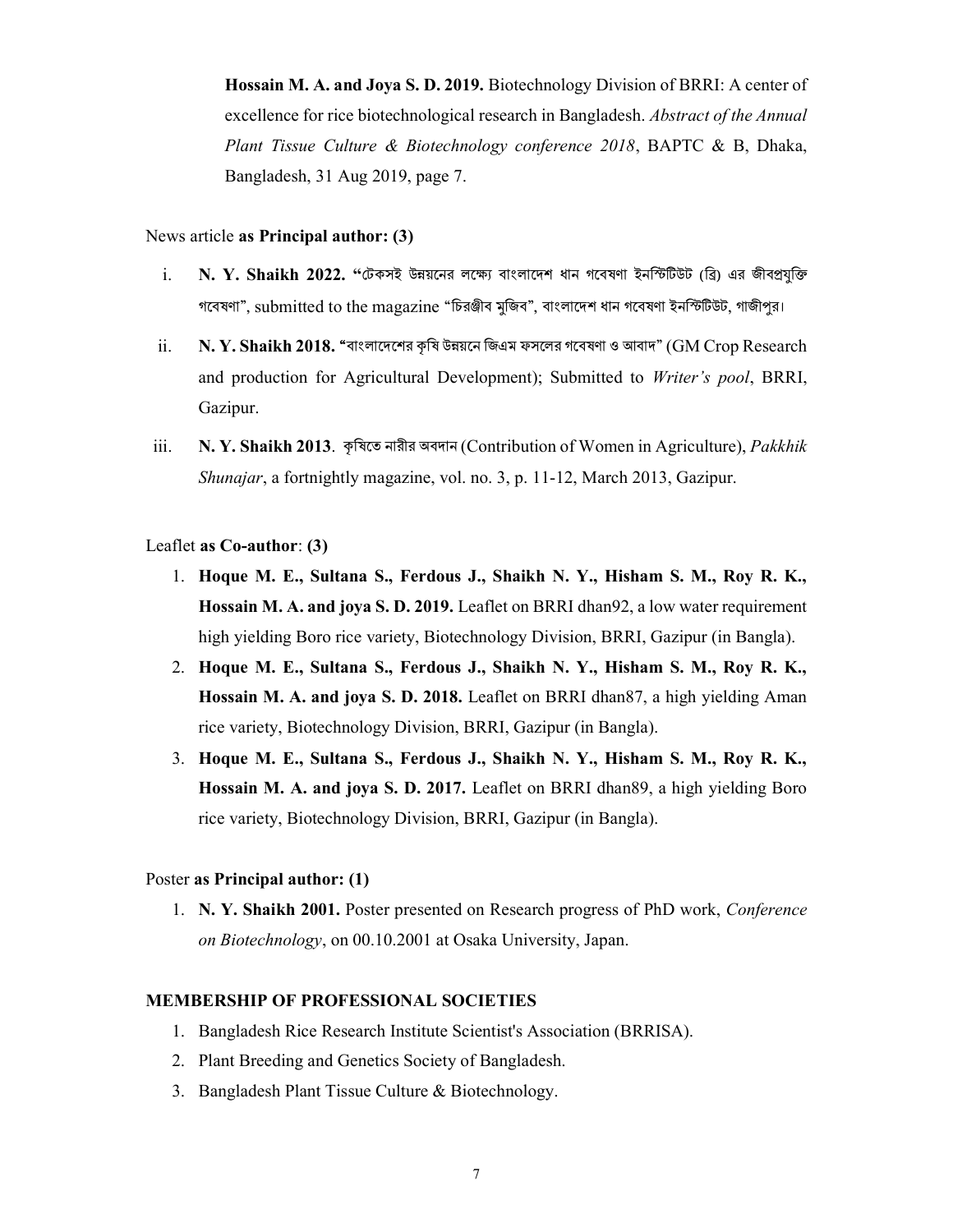**Hossain M. A. and Joya S. D. 2019.** Biotechnology Division of BRRI: A center of excellence for rice biotechnological research in Bangladesh. *Abstract of the Annual Plant Tissue Culture & Biotechnology conference 2018*, BAPTC & B, Dhaka, Bangladesh, 31 Aug 2019, page 7.

News article **as Principal author: (3)**

i. **N. Y. Shaikh 2022. "**টেকসই উন্নয়নের লক্ষ্যে বাংলাদেশ ধান গবেষণা ইনস্টিটিউট (ব্রি) এর জীবপ্রযুক্তি গবেষণা", submitted to the magazine "চিরঞ্জীব মুজিব", বাংলাদেশ ধান গবেষণা ইনস্টিটিউট, গাজীপুর।

ii. **N. Y. Shaikh 2018. "**বাংলাদেশের কৃষি উন্নয়নে জিএম ফসলের গবেষণা ও আবাদ" (GM Crop Research and production for Agricultural Development); Submitted to *Writer's pool*, BRRI, Gazipur.

iii. **N. Y. Shaikh 2013**. কৃষিতে নারীর অবদান (Contribution of Women in Agriculture), *Pakkhik Shunajar*, a fortnightly magazine, vol. no. 3, p. 11-12, March 2013, Gazipur.

Leaflet **as Co-author**: **(3)**

1. **Hoque M. E., Sultana S., Ferdous J., Shaikh N. Y., Hisham S. M., Roy R. K., Hossain M. A. and joya S. D. 2019.** Leaflet on BRRI dhan92, a low water requirement high yielding Boro rice variety, Biotechnology Division, BRRI, Gazipur (in Bangla).
2. **Hoque M. E., Sultana S., Ferdous J., Shaikh N. Y., Hisham S. M., Roy R. K., Hossain M. A. and joya S. D. 2018.** Leaflet on BRRI dhan87, a high yielding Aman rice variety, Biotechnology Division, BRRI, Gazipur (in Bangla).
3. **Hoque M. E., Sultana S., Ferdous J., Shaikh N. Y., Hisham S. M., Roy R. K., Hossain M. A. and joya S. D. 2017.** Leaflet on BRRI dhan89, a high yielding Boro rice variety, Biotechnology Division, BRRI, Gazipur (in Bangla).

Poster **as Principal author: (1)**

1. **N. Y. Shaikh 2001.** Poster presented on Research progress of PhD work, *Conference on Biotechnology*, on 00.10.2001 at Osaka University, Japan.

## MEMBERSHIP OF PROFESSIONAL SOCIETIES

1. Bangladesh Rice Research Institute Scientist's Association (BRRISA).
2. Plant Breeding and Genetics Society of Bangladesh.
3. Bangladesh Plant Tissue Culture & Biotechnology.